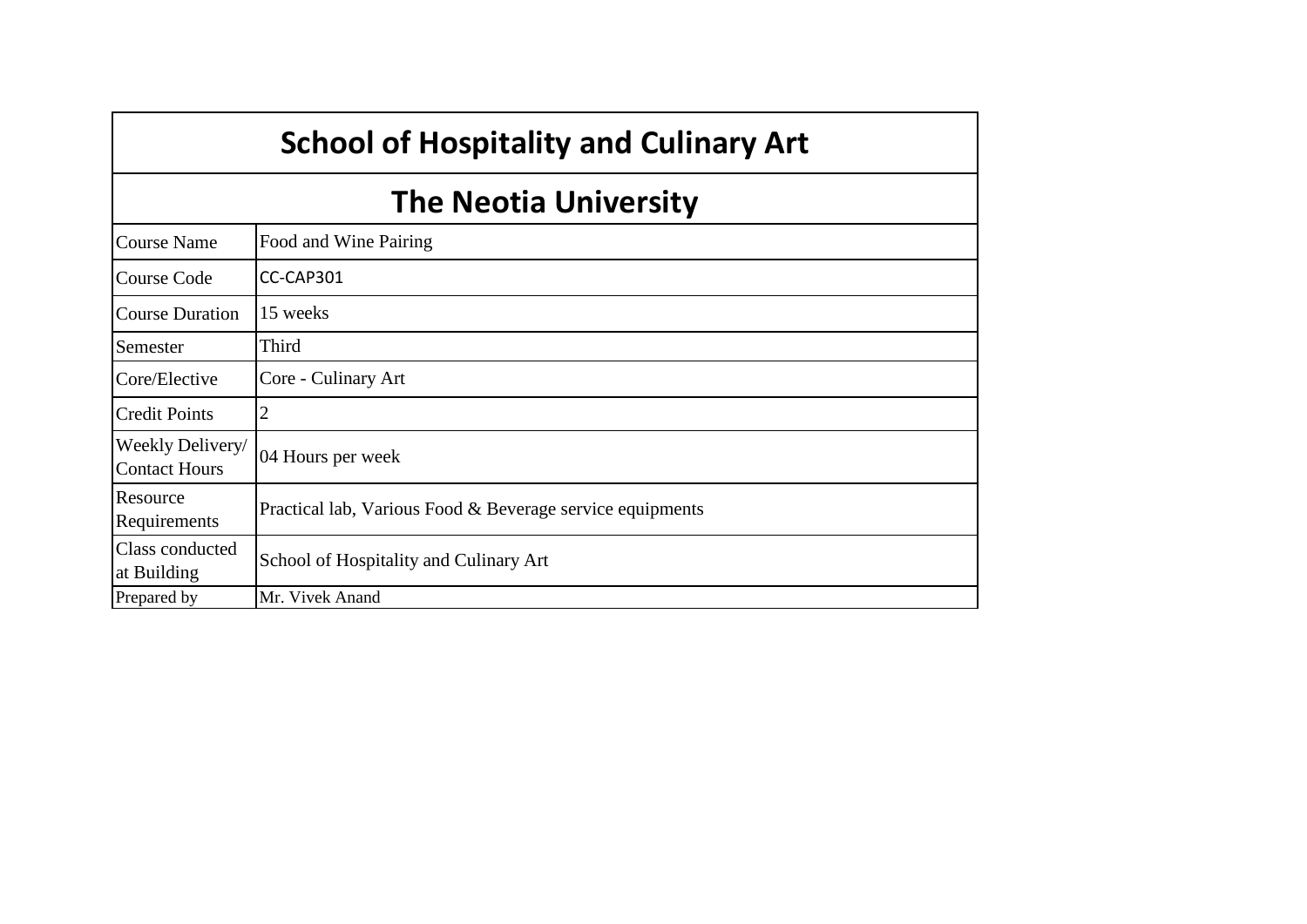# School of Hospitality and Culinary Art

## The Neotia University

| | |
|---|---|
| Course Name | Food and Wine Pairing |
| Course Code | CC-CAP301 |
| Course Duration | 15 weeks |
| Semester | Third |
| Core/Elective | Core - Culinary Art |
| Credit Points | 2 |
| Weekly Delivery/ Contact Hours | 04 Hours per week |
| Resource Requirements | Practical lab, Various Food & Beverage service equipments |
| Class conducted at Building | School of Hospitality and Culinary Art |
| Prepared by | Mr. Vivek Anand |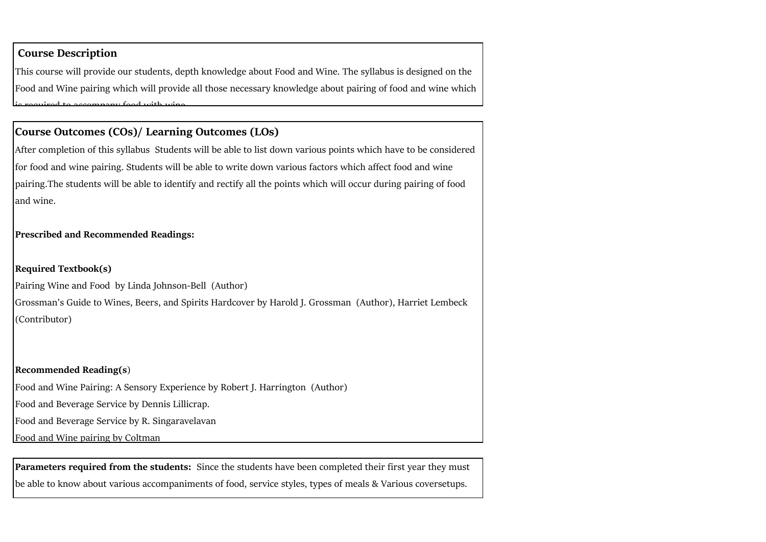## Course Description

This course will provide our students, depth knowledge about Food and Wine. The syllabus is designed on the Food and Wine pairing which will provide all those necessary knowledge about pairing of food and wine which is required to accompany food with wine.

## Course Outcomes (COs)/ Learning Outcomes (LOs)

After completion of this syllabus Students will be able to list down various points which have to be considered for food and wine pairing. Students will be able to write down various factors which affect food and wine pairing.The students will be able to identify and rectify all the points which will occur during pairing of food and wine.

**Prescribed and Recommended Readings:**

**Required Textbook(s)**

Pairing Wine and Food by Linda Johnson-Bell (Author)

Grossman's Guide to Wines, Beers, and Spirits Hardcover by Harold J. Grossman (Author), Harriet Lembeck (Contributor)

**Recommended Reading(s)**

Food and Wine Pairing: A Sensory Experience by Robert J. Harrington (Author)

Food and Beverage Service by Dennis Lillicrap.

Food and Beverage Service by R. Singaravelavan

Food and Wine pairing by Coltman

**Parameters required from the students:** Since the students have been completed their first year they must be able to know about various accompaniments of food, service styles, types of meals & Various coversetups.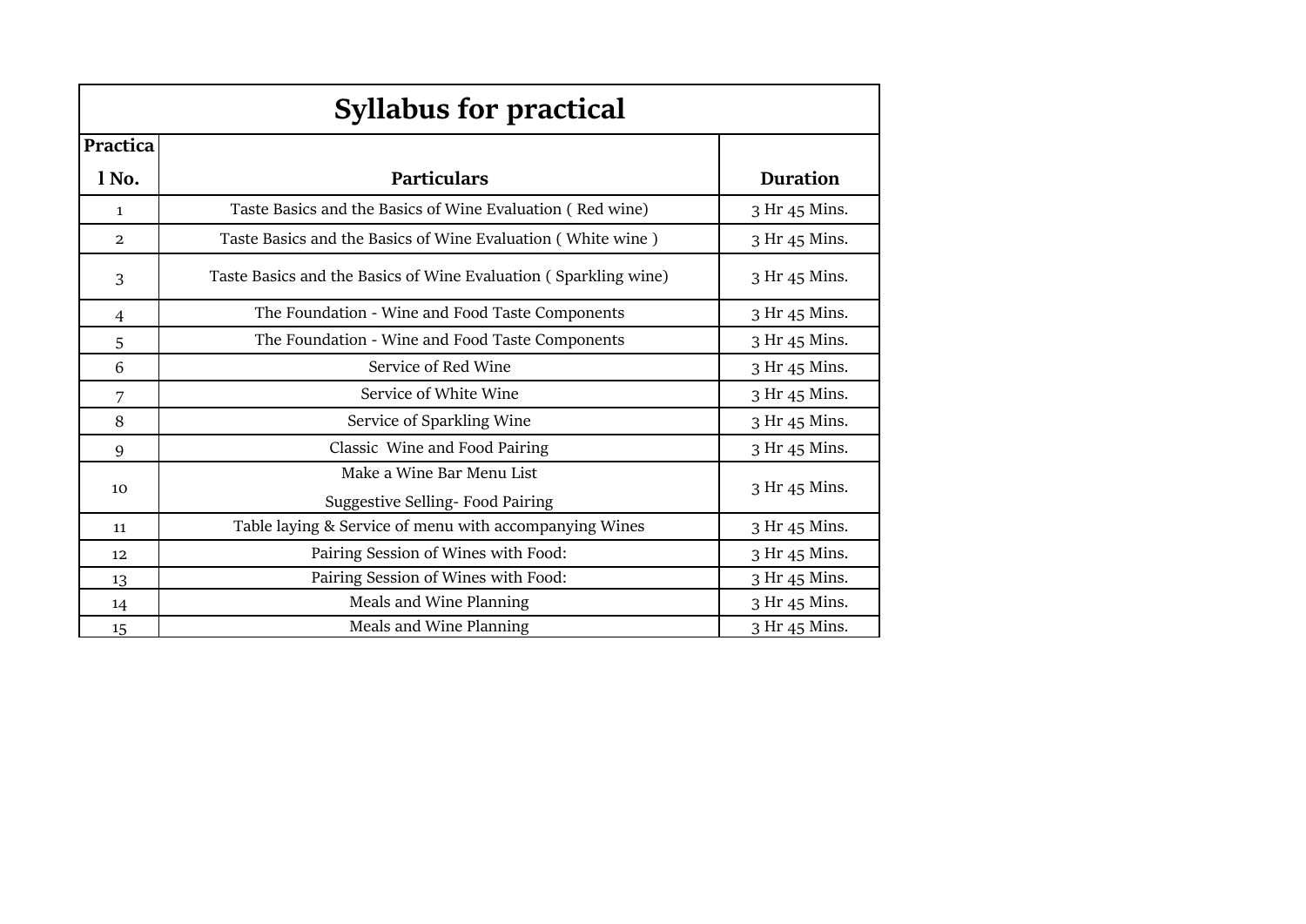| Syllabus for practical | | |
|---|---|---|
| **Practical No.** | **Particulars** | **Duration** |
| 1 | Taste Basics and the Basics of Wine Evaluation ( Red wine) | 3 Hr 45 Mins. |
| 2 | Taste Basics and the Basics of Wine Evaluation ( White wine ) | 3 Hr 45 Mins. |
| 3 | Taste Basics and the Basics of Wine Evaluation ( Sparkling wine) | 3 Hr 45 Mins. |
| 4 | The Foundation - Wine and Food Taste Components | 3 Hr 45 Mins. |
| 5 | The Foundation - Wine and Food Taste Components | 3 Hr 45 Mins. |
| 6 | Service of Red Wine | 3 Hr 45 Mins. |
| 7 | Service of White Wine | 3 Hr 45 Mins. |
| 8 | Service of Sparkling Wine | 3 Hr 45 Mins. |
| 9 | Classic Wine and Food Pairing | 3 Hr 45 Mins. |
| 10 | Make a Wine Bar Menu List<br>Suggestive Selling- Food Pairing | 3 Hr 45 Mins. |
| 11 | Table laying & Service of menu with accompanying Wines | 3 Hr 45 Mins. |
| 12 | Pairing Session of Wines with Food: | 3 Hr 45 Mins. |
| 13 | Pairing Session of Wines with Food: | 3 Hr 45 Mins. |
| 14 | Meals and Wine Planning | 3 Hr 45 Mins. |
| 15 | Meals and Wine Planning | 3 Hr 45 Mins. |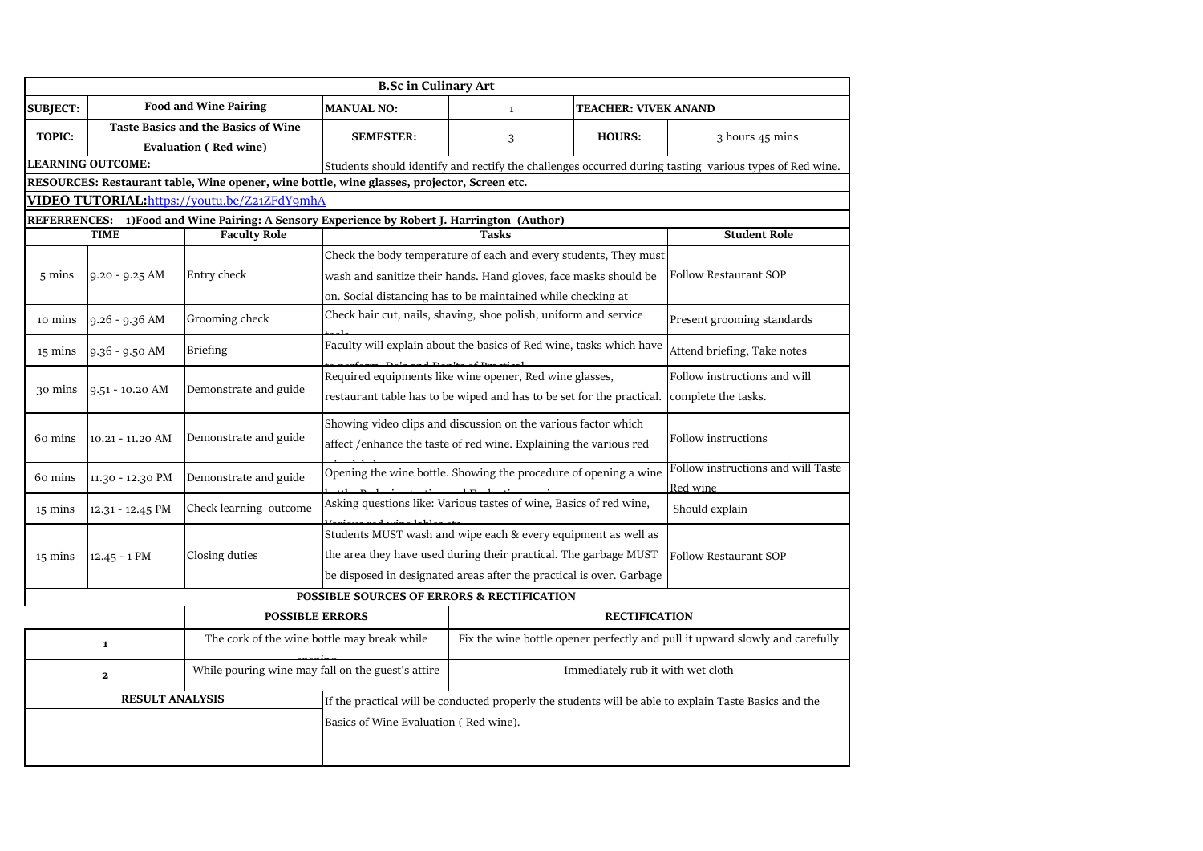# B.Sc in Culinary Art

| | | | | | |
|---|---|---|---|---|---|
| **SUBJECT:** | **Food and Wine Pairing** | **MANUAL NO:** | 1 | **TEACHER: VIVEK ANAND** | |
| **TOPIC:** | **Taste Basics and the Basics of Wine Evaluation ( Red wine)** | **SEMESTER:** | 3 | **HOURS:** | 3 hours 45 mins |

**LEARNING OUTCOME:** Students should identify and rectify the challenges occurred during tasting various types of Red wine.

**RESOURCES: Restaurant table, Wine opener, wine bottle, wine glasses, projector, Screen etc.**

**VIDEO TUTORIAL:**[https://youtu.be/Z21ZFdY9mhA](https://youtu.be/Z21ZFdY9mhA)

**REFERRENCES: 1)Food and Wine Pairing: A Sensory Experience by Robert J. Harrington (Author)**

| TIME | | Faculty Role | Tasks | Student Role |
|---|---|---|---|---|
| 5 mins | 9.20 - 9.25 AM | Entry check | Check the body temperature of each and every students, They must wash and sanitize their hands. Hand gloves, face masks should be on. Social distancing has to be maintained while checking at | Follow Restaurant SOP |
| 10 mins | 9.26 - 9.36 AM | Grooming check | Check hair cut, nails, shaving, shoe polish, uniform and service tools | Present grooming standards |
| 15 mins | 9.36 - 9.50 AM | Briefing | Faculty will explain about the basics of Red wine, tasks which have to perform, Do's and Don'ts of Practical | Attend briefing, Take notes |
| 30 mins | 9.51 - 10.20 AM | Demonstrate and guide | Required equipments like wine opener, Red wine glasses, restaurant table has to be wiped and has to be set for the practical. | Follow instructions and will complete the tasks. |
| 60 mins | 10.21 - 11.20 AM | Demonstrate and guide | Showing video clips and discussion on the various factor which affect /enhance the taste of red wine. Explaining the various red wine labels | Follow instructions |
| 60 mins | 11.30 - 12.30 PM | Demonstrate and guide | Opening the wine bottle. Showing the procedure of opening a wine bottle. Red wine tasting and Evaluation session | Follow instructions and will Taste Red wine |
| 15 mins | 12.31 - 12.45 PM | Check learning outcome | Asking questions like: Various tastes of wine, Basics of red wine, Various red wine lables etc. | Should explain |
| 15 mins | 12.45 - 1 PM | Closing duties | Students MUST wash and wipe each & every equipment as well as the area they have used during their practical. The garbage MUST be disposed in designated areas after the practical is over. Garbage | Follow Restaurant SOP |

**POSSIBLE SOURCES OF ERRORS & RECTIFICATION**

| | POSSIBLE ERRORS | RECTIFICATION |
|---|---|---|
| 1 | The cork of the wine bottle may break while opening | Fix the wine bottle opener perfectly and pull it upward slowly and carefully |
| 2 | While pouring wine may fall on the guest's attire | Immediately rub it with wet cloth |

| RESULT ANALYSIS | |
|---|---|
| | If the practical will be conducted properly the students will be able to explain Taste Basics and the Basics of Wine Evaluation ( Red wine). |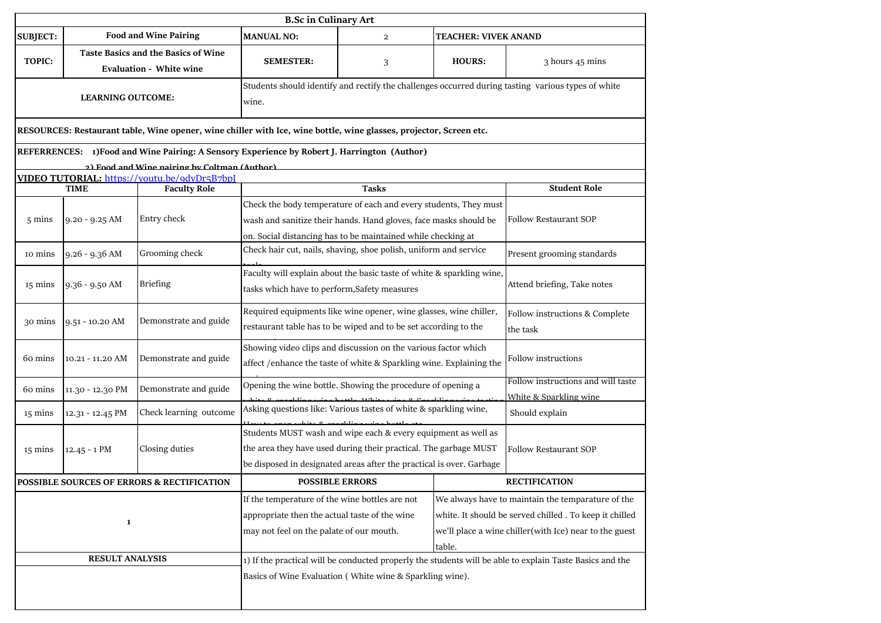## B.Sc in Culinary Art

| SUBJECT: | Food and Wine Pairing | MANUAL NO: | 2 | TEACHER: VIVEK ANAND | |
|---|---|---|---|---|---|
| TOPIC: | Taste Basics and the Basics of Wine Evaluation - White wine | SEMESTER: | 3 | HOURS: | 3 hours 45 mins |
| LEARNING OUTCOME: | | Students should identify and rectify the challenges occurred during tasting various types of white wine. | | | |

**RESOURCES: Restaurant table, Wine opener, wine chiller with Ice, wine bottle, wine glasses, projector, Screen etc.**

**REFERRENCES: 1)Food and Wine Pairing: A Sensory Experience by Robert J. Harrington (Author)**

**2) Food and Wine pairing by Coltman (Author)**

**VIDEO TUTORIAL:** https://youtu.be/9dyDr5B7bpI

| TIME | | Faculty Role | Tasks | Student Role |
|---|---|---|---|---|
| 5 mins | 9.20 - 9.25 AM | Entry check | Check the body temperature of each and every students, They must wash and sanitize their hands. Hand gloves, face masks should be on. Social distancing has to be maintained while checking at | Follow Restaurant SOP |
| 10 mins | 9.26 - 9.36 AM | Grooming check | Check hair cut, nails, shaving, shoe polish, uniform and service tools | Present grooming standards |
| 15 mins | 9.36 - 9.50 AM | Briefing | Faculty will explain about the basic taste of white & sparkling wine, tasks which have to perform,Safety measures | Attend briefing, Take notes |
| 30 mins | 9.51 - 10.20 AM | Demonstrate and guide | Required equipments like wine opener, wine glasses, wine chiller, restaurant table has to be wiped and to be set according to the | Follow instructions & Complete the task |
| 60 mins | 10.21 - 11.20 AM | Demonstrate and guide | Showing video clips and discussion on the various factor which affect /enhance the taste of white & Sparkling wine. Explaining the | Follow instructions |
| 60 mins | 11.30 - 12.30 PM | Demonstrate and guide | Opening the wine bottle. Showing the procedure of opening a white & sparkling wine bottle. White wine & Sparkling wine tasting | Follow instructions and will taste White & Sparkling wine |
| 15 mins | 12.31 - 12.45 PM | Check learning outcome | Asking questions like: Various tastes of white & sparkling wine, How to open white & sparkling wine bottle etc. | Should explain |
| 15 mins | 12.45 - 1 PM | Closing duties | Students MUST wash and wipe each & every equipment as well as the area they have used during their practical. The garbage MUST be disposed in designated areas after the practical is over. Garbage | Follow Restaurant SOP |

| POSSIBLE SOURCES OF ERRORS & RECTIFICATION | POSSIBLE ERRORS | RECTIFICATION |
|---|---|---|
| 1 | If the temperature of the wine bottles are not appropriate then the actual taste of the wine may not feel on the palate of our mouth. | We always have to maintain the temparature of the white. It should be served chilled . To keep it chilled we'll place a wine chiller(with Ice) near to the guest table. |

| RESULT ANALYSIS | |
|---|---|
| | 1) If the practical will be conducted properly the students will be able to explain Taste Basics and the Basics of Wine Evaluation ( White wine & Sparkling wine). |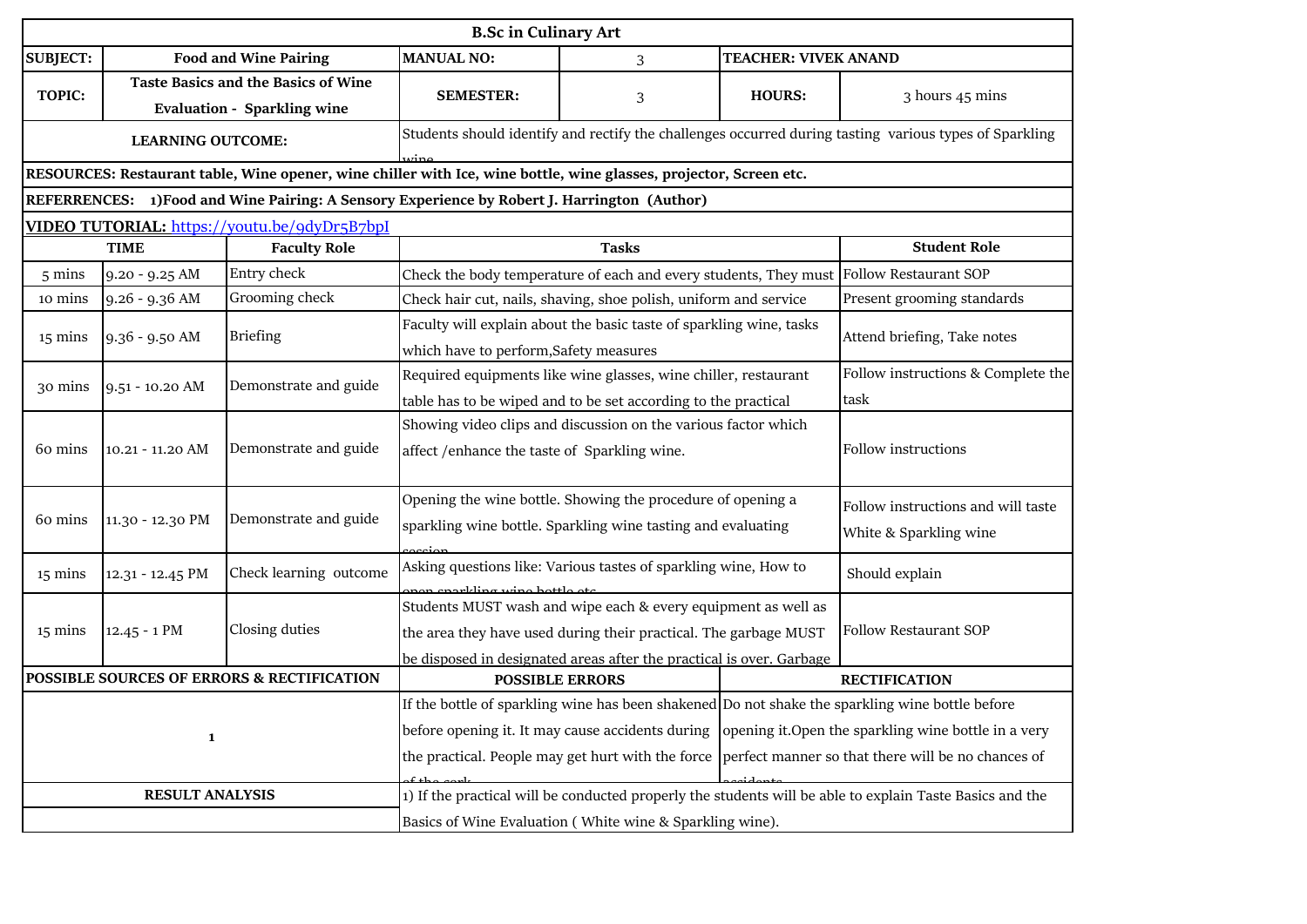# B.Sc in Culinary Art

| SUBJECT: | Food and Wine Pairing | MANUAL NO: | 3 | TEACHER: VIVEK ANAND | |
|---|---|---|---|---|---|
| TOPIC: | Taste Basics and the Basics of Wine Evaluation - Sparkling wine | SEMESTER: | 3 | HOURS: | 3 hours 45 mins |
| LEARNING OUTCOME: | | Students should identify and rectify the challenges occurred during tasting various types of Sparkling wine | | | |

**RESOURCES: Restaurant table, Wine opener, wine chiller with Ice, wine bottle, wine glasses, projector, Screen etc.**

**REFERRENCES: 1)Food and Wine Pairing: A Sensory Experience by Robert J. Harrington (Author)**

**VIDEO TUTORIAL:** https://youtu.be/9dyDr5B7bpI

| TIME | | Faculty Role | Tasks | Student Role |
|---|---|---|---|---|
| 5 mins | 9.20 - 9.25 AM | Entry check | Check the body temperature of each and every students, They must | Follow Restaurant SOP |
| 10 mins | 9.26 - 9.36 AM | Grooming check | Check hair cut, nails, shaving, shoe polish, uniform and service | Present grooming standards |
| 15 mins | 9.36 - 9.50 AM | Briefing | Faculty will explain about the basic taste of sparkling wine, tasks which have to perform,Safety measures | Attend briefing, Take notes |
| 30 mins | 9.51 - 10.20 AM | Demonstrate and guide | Required equipments like wine glasses, wine chiller, restaurant table has to be wiped and to be set according to the practical | Follow instructions & Complete the task |
| 60 mins | 10.21 - 11.20 AM | Demonstrate and guide | Showing video clips and discussion on the various factor which affect /enhance the taste of Sparkling wine. | Follow instructions |
| 60 mins | 11.30 - 12.30 PM | Demonstrate and guide | Opening the wine bottle. Showing the procedure of opening a sparkling wine bottle. Sparkling wine tasting and evaluating session | Follow instructions and will taste White & Sparkling wine |
| 15 mins | 12.31 - 12.45 PM | Check learning outcome | Asking questions like: Various tastes of sparkling wine, How to open sparkling wine bottle etc | Should explain |
| 15 mins | 12.45 - 1 PM | Closing duties | Students MUST wash and wipe each & every equipment as well as the area they have used during their practical. The garbage MUST be disposed in designated areas after the practical is over. Garbage | Follow Restaurant SOP |

| POSSIBLE SOURCES OF ERRORS & RECTIFICATION | POSSIBLE ERRORS | RECTIFICATION |
|---|---|---|
| 1 | If the bottle of sparkling wine has been shakened before opening it. It may cause accidents during the practical. People may get hurt with the force of the cork | Do not shake the sparkling wine bottle before opening it.Open the sparkling wine bottle in a very perfect manner so that there will be no chances of accidents |

| RESULT ANALYSIS | |
|---|---|
| | 1) If the practical will be conducted properly the students will be able to explain Taste Basics and the Basics of Wine Evaluation ( White wine & Sparkling wine). |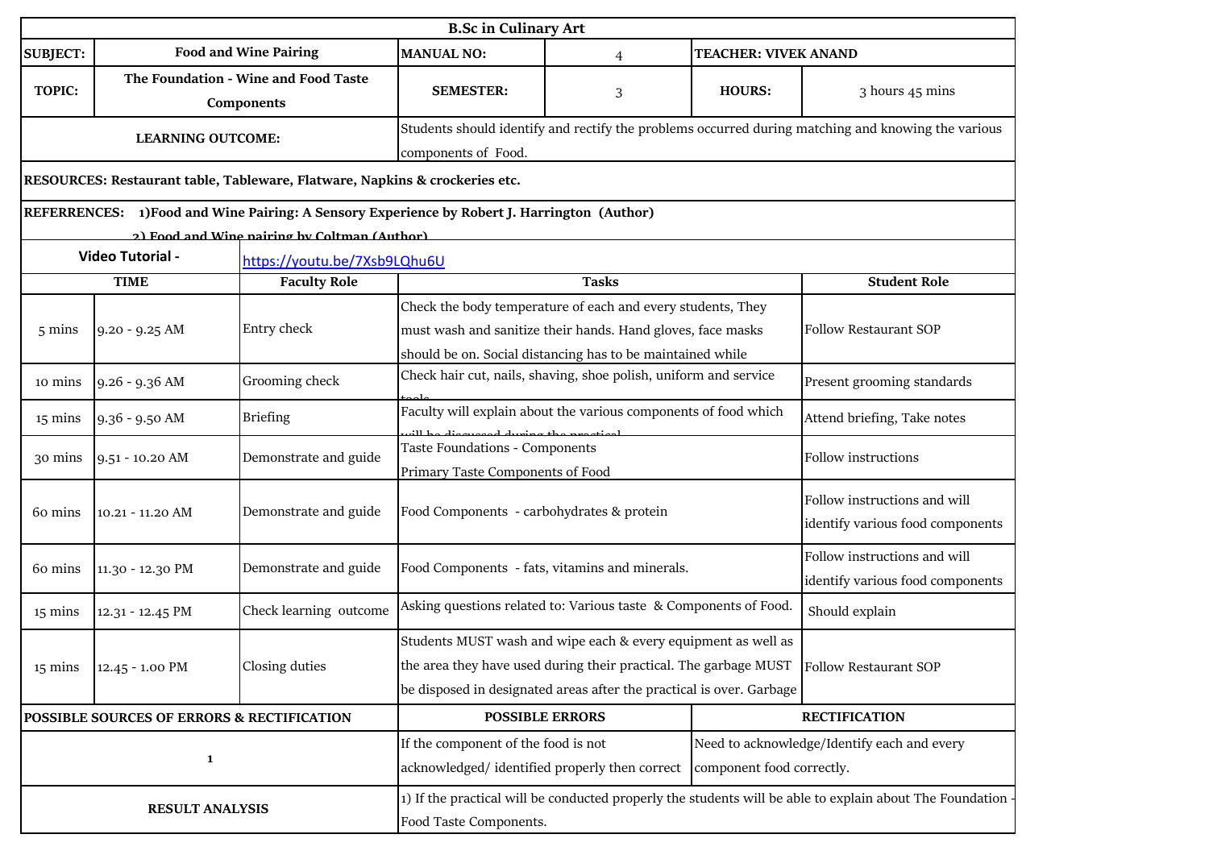# B.Sc in Culinary Art

| SUBJECT: | Food and Wine Pairing | MANUAL NO: | 4 | TEACHER: VIVEK ANAND | |
|---|---|---|---|---|---|
| TOPIC: | The Foundation - Wine and Food Taste Components | SEMESTER: | 3 | HOURS: | 3 hours 45 mins |

**LEARNING OUTCOME:** Students should identify and rectify the problems occurred during matching and knowing the various components of Food.

**RESOURCES:** Restaurant table, Tableware, Flatware, Napkins & crockeries etc.

**REFERRENCES:**
1) Food and Wine Pairing: A Sensory Experience by Robert J. Harrington (Author)
2) Food and Wine pairing by Coltman (Author)

**Video Tutorial -** https://youtu.be/7Xsb9LQhu6U

| TIME | | Faculty Role | Tasks | Student Role |
|---|---|---|---|---|
| 5 mins | 9.20 - 9.25 AM | Entry check | Check the body temperature of each and every students, They must wash and sanitize their hands. Hand gloves, face masks should be on. Social distancing has to be maintained while | Follow Restaurant SOP |
| 10 mins | 9.26 - 9.36 AM | Grooming check | Check hair cut, nails, shaving, shoe polish, uniform and service tools | Present grooming standards |
| 15 mins | 9.36 - 9.50 AM | Briefing | Faculty will explain about the various components of food which will be discussed during the practical | Attend briefing, Take notes |
| 30 mins | 9.51 - 10.20 AM | Demonstrate and guide | Taste Foundations - Components<br>Primary Taste Components of Food | Follow instructions |
| 60 mins | 10.21 - 11.20 AM | Demonstrate and guide | Food Components - carbohydrates & protein | Follow instructions and will identify various food components |
| 60 mins | 11.30 - 12.30 PM | Demonstrate and guide | Food Components - fats, vitamins and minerals. | Follow instructions and will identify various food components |
| 15 mins | 12.31 - 12.45 PM | Check learning outcome | Asking questions related to: Various taste & Components of Food. | Should explain |
| 15 mins | 12.45 - 1.00 PM | Closing duties | Students MUST wash and wipe each & every equipment as well as the area they have used during their practical. The garbage MUST be disposed in designated areas after the practical is over. Garbage | Follow Restaurant SOP |

| POSSIBLE SOURCES OF ERRORS & RECTIFICATION | POSSIBLE ERRORS | RECTIFICATION |
|---|---|---|
| 1 | If the component of the food is not acknowledged/ identified properly then correct | Need to acknowledge/Identify each and every component food correctly. |

**RESULT ANALYSIS:** 1) If the practical will be conducted properly the students will be able to explain about The Foundation - Food Taste Components.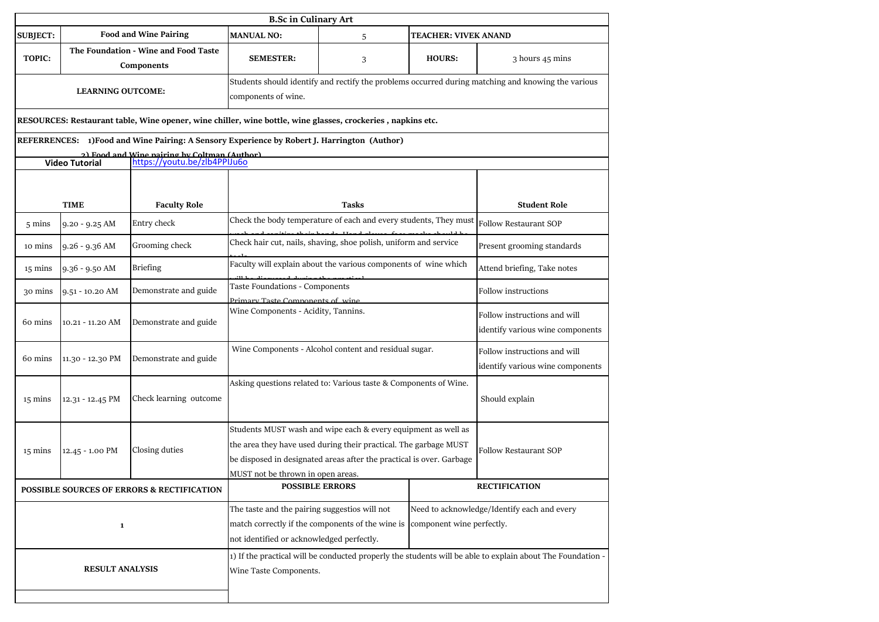## B.Sc in Culinary Art

| | | | | | |
|---|---|---|---|---|---|
| **SUBJECT:** | **Food and Wine Pairing** | **MANUAL NO:** | 5 | **TEACHER: VIVEK ANAND** | |
| **TOPIC:** | **The Foundation - Wine and Food Taste Components** | **SEMESTER:** | 3 | **HOURS:** | 3 hours 45 mins |
| **LEARNING OUTCOME:** | | Students should identify and rectify the problems occurred during matching and knowing the various components of wine. | | | |

**RESOURCES: Restaurant table, Wine opener, wine chiller, wine bottle, wine glasses, crockeries , napkins etc.**

**REFERRENCES: 1)Food and Wine Pairing: A Sensory Experience by Robert J. Harrington (Author)**

**2) Food and Wine pairing by Coltman (Author)**

**Video Tutorial** https://youtu.be/zlb4PPlJu6o

| TIME | | Faculty Role | Tasks | Student Role |
|---|---|---|---|---|
| 5 mins | 9.20 - 9.25 AM | Entry check | Check the body temperature of each and every students, They must wash and sanitize their hands. Hand gloves, face masks should be | Follow Restaurant SOP |
| 10 mins | 9.26 - 9.36 AM | Grooming check | Check hair cut, nails, shaving, shoe polish, uniform and service tools | Present grooming standards |
| 15 mins | 9.36 - 9.50 AM | Briefing | Faculty will explain about the various components of wine which will be discussed during the practical | Attend briefing, Take notes |
| 30 mins | 9.51 - 10.20 AM | Demonstrate and guide | Taste Foundations - Components<br>Primary Taste Components of wine | Follow instructions |
| 60 mins | 10.21 - 11.20 AM | Demonstrate and guide | Wine Components - Acidity, Tannins. | Follow instructions and will identify various wine components |
| 60 mins | 11.30 - 12.30 PM | Demonstrate and guide | Wine Components - Alcohol content and residual sugar. | Follow instructions and will identify various wine components |
| 15 mins | 12.31 - 12.45 PM | Check learning outcome | Asking questions related to: Various taste & Components of Wine. | Should explain |
| 15 mins | 12.45 - 1.00 PM | Closing duties | Students MUST wash and wipe each & every equipment as well as the area they have used during their practical. The garbage MUST be disposed in designated areas after the practical is over. Garbage MUST not be thrown in open areas. | Follow Restaurant SOP |

| POSSIBLE SOURCES OF ERRORS & RECTIFICATION | POSSIBLE ERRORS | RECTIFICATION |
|---|---|---|
| 1 | The taste and the pairing suggestios will not match correctly if the components of the wine is not identified or acknowledged perfectly. | Need to acknowledge/Identify each and every component wine perfectly. |

| RESULT ANALYSIS | |
|---|---|
| | 1) If the practical will be conducted properly the students will be able to explain about The Foundation - Wine Taste Components. |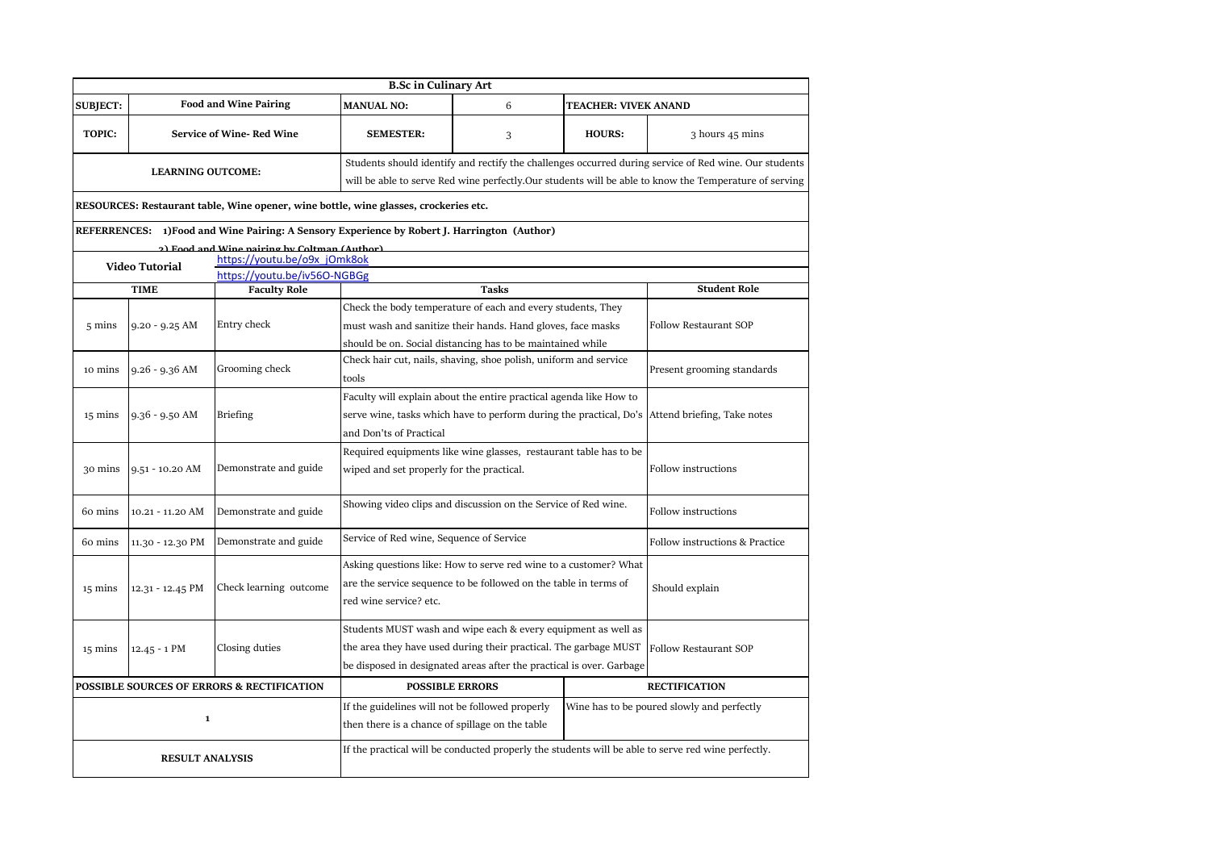| B.Sc in Culinary Art | | | | | | |
|---|---|---|---|---|---|---|
| **SUBJECT:** | **Food and Wine Pairing** | | **MANUAL NO:** | 6 | **TEACHER: VIVEK ANAND** | |
| **TOPIC:** | **Service of Wine- Red Wine** | | **SEMESTER:** | 3 | **HOURS:** | 3 hours 45 mins |
| **LEARNING OUTCOME:** | | | Students should identify and rectify the challenges occurred during service of Red wine. Our students will be able to serve Red wine perfectly.Our students will be able to know the Temperature of serving | | | |
| **RESOURCES: Restaurant table, Wine opener, wine bottle, wine glasses, crockeries etc.** | | | | | | |
| **REFERRENCES: 1)Food and Wine Pairing: A Sensory Experience by Robert J. Harrington (Author)** **2) Food and Wine pairing by Coltman (Author)** | | | | | | |
| **Video Tutorial** | | https://youtu.be/o9x_jOmk8ok https://youtu.be/iv56O-NGBGg | | | | |
| **TIME** | | **Faculty Role** | **Tasks** | | | **Student Role** |
| 5 mins | 9.20 - 9.25 AM | Entry check | Check the body temperature of each and every students, They must wash and sanitize their hands. Hand gloves, face masks should be on. Social distancing has to be maintained while | | | Follow Restaurant SOP |
| 10 mins | 9.26 - 9.36 AM | Grooming check | Check hair cut, nails, shaving, shoe polish, uniform and service tools | | | Present grooming standards |
| 15 mins | 9.36 - 9.50 AM | Briefing | Faculty will explain about the entire practical agenda like How to serve wine, tasks which have to perform during the practical, Do's and Don'ts of Practical | | | Attend briefing, Take notes |
| 30 mins | 9.51 - 10.20 AM | Demonstrate and guide | Required equipments like wine glasses, restaurant table has to be wiped and set properly for the practical. | | | Follow instructions |
| 60 mins | 10.21 - 11.20 AM | Demonstrate and guide | Showing video clips and discussion on the Service of Red wine. | | | Follow instructions |
| 60 mins | 11.30 - 12.30 PM | Demonstrate and guide | Service of Red wine, Sequence of Service | | | Follow instructions & Practice |
| 15 mins | 12.31 - 12.45 PM | Check learning outcome | Asking questions like: How to serve red wine to a customer? What are the service sequence to be followed on the table in terms of red wine service? etc. | | | Should explain |
| 15 mins | 12.45 - 1 PM | Closing duties | Students MUST wash and wipe each & every equipment as well as the area they have used during their practical. The garbage MUST be disposed in designated areas after the practical is over. Garbage | | | Follow Restaurant SOP |
| **POSSIBLE SOURCES OF ERRORS & RECTIFICATION** | | | **POSSIBLE ERRORS** | | **RECTIFICATION** | |
| 1 | | | If the guidelines will not be followed properly then there is a chance of spillage on the table | | Wine has to be poured slowly and perfectly | |
| **RESULT ANALYSIS** | | | If the practical will be conducted properly the students will be able to serve red wine perfectly. | | | |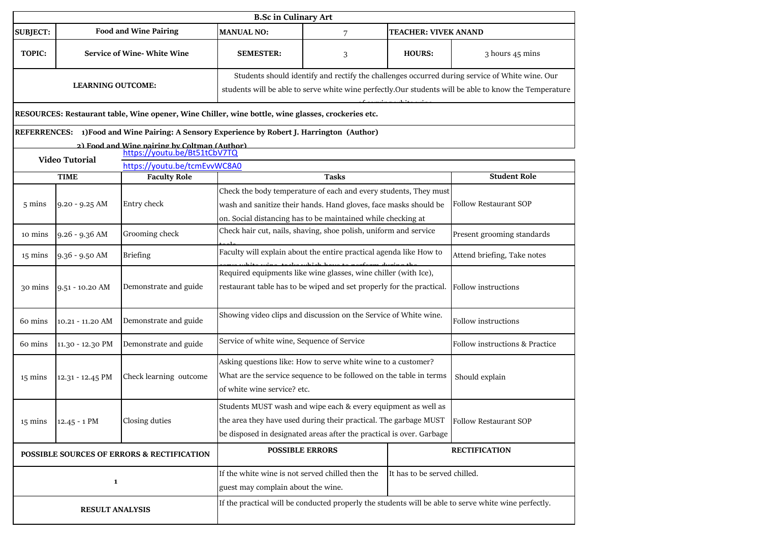# B.Sc in Culinary Art

| SUBJECT: | Food and Wine Pairing | MANUAL NO: | 7 | TEACHER: VIVEK ANAND | |
|---|---|---|---|---|---|
| TOPIC: | Service of Wine- White Wine | SEMESTER: | 3 | HOURS: | 3 hours 45 mins |

**LEARNING OUTCOME:** Students should identify and rectify the challenges occurred during service of White wine. Our students will be able to serve white wine perfectly.Our students will be able to know the Temperature of serving white wine

**RESOURCES:** Restaurant table, Wine opener, Wine Chiller, wine bottle, wine glasses, crockeries etc.

**REFERRENCES:** 1)Food and Wine Pairing: A Sensory Experience by Robert J. Harrington (Author)
2) Food and Wine pairing by Coltman (Author)

**Video Tutorial**
https://youtu.be/Bt51tCbV7TQ
https://youtu.be/tcmEvvWC8A0

| TIME | | Faculty Role | Tasks | Student Role |
|---|---|---|---|---|
| 5 mins | 9.20 - 9.25 AM | Entry check | Check the body temperature of each and every students, They must wash and sanitize their hands. Hand gloves, face masks should be on. Social distancing has to be maintained while checking at | Follow Restaurant SOP |
| 10 mins | 9.26 - 9.36 AM | Grooming check | Check hair cut, nails, shaving, shoe polish, uniform and service tools | Present grooming standards |
| 15 mins | 9.36 - 9.50 AM | Briefing | Faculty will explain about the entire practical agenda like How to serve white wine, tasks which have to perform during the | Attend briefing, Take notes |
| 30 mins | 9.51 - 10.20 AM | Demonstrate and guide | Required equipments like wine glasses, wine chiller (with Ice), restaurant table has to be wiped and set properly for the practical. | Follow instructions |
| 60 mins | 10.21 - 11.20 AM | Demonstrate and guide | Showing video clips and discussion on the Service of White wine. | Follow instructions |
| 60 mins | 11.30 - 12.30 PM | Demonstrate and guide | Service of white wine, Sequence of Service | Follow instructions & Practice |
| 15 mins | 12.31 - 12.45 PM | Check learning outcome | Asking questions like: How to serve white wine to a customer? What are the service sequence to be followed on the table in terms of white wine service? etc. | Should explain |
| 15 mins | 12.45 - 1 PM | Closing duties | Students MUST wash and wipe each & every equipment as well as the area they have used during their practical. The garbage MUST be disposed in designated areas after the practical is over. Garbage | Follow Restaurant SOP |

| POSSIBLE SOURCES OF ERRORS & RECTIFICATION | POSSIBLE ERRORS | RECTIFICATION |
|---|---|---|
| 1 | If the white wine is not served chilled then the guest may complain about the wine. | It has to be served chilled. |

**RESULT ANALYSIS:** If the practical will be conducted properly the students will be able to serve white wine perfectly.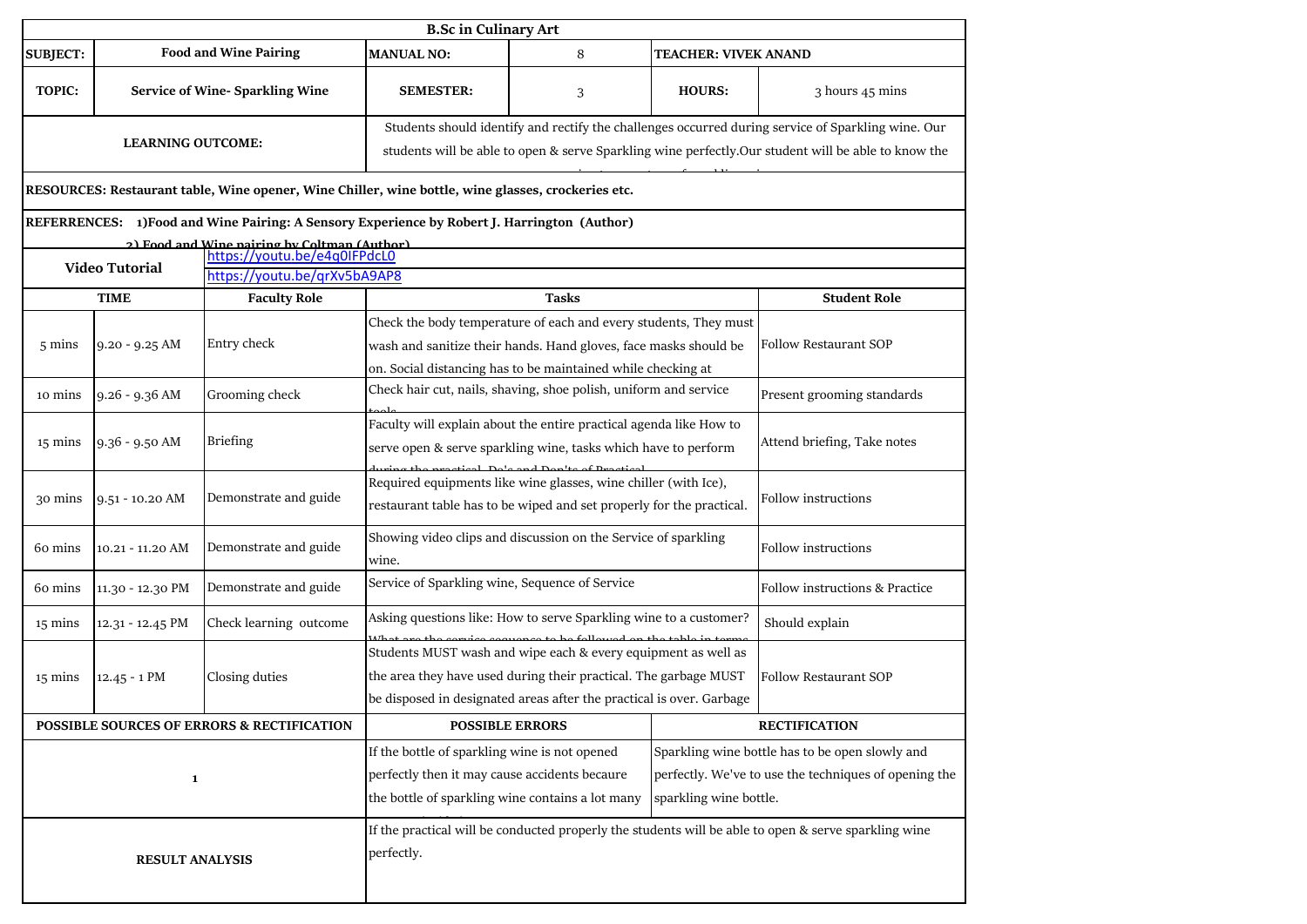| B.Sc in Culinary Art | | | | | | |
|---|---|---|---|---|---|---|
| **SUBJECT:** | **Food and Wine Pairing** | | **MANUAL NO:** | 8 | **TEACHER: VIVEK ANAND** | |
| **TOPIC:** | **Service of Wine- Sparkling Wine** | | **SEMESTER:** | 3 | **HOURS:** | 3 hours 45 mins |
| **LEARNING OUTCOME:** | | | Students should identify and rectify the challenges occurred during service of Sparkling wine. Our students will be able to open & serve Sparkling wine perfectly.Our student will be able to know the | | | |
| **RESOURCES: Restaurant table, Wine opener, Wine Chiller, wine bottle, wine glasses, crockeries etc.** | | | | | | |
| **REFERRENCES: 1)Food and Wine Pairing: A Sensory Experience by Robert J. Harrington (Author) 2) Food and Wine pairing by Coltman (Author)** | | | | | | |
| **Video Tutorial** | | https://youtu.be/e4q0lFPdcL0 | | | | |
| | | https://youtu.be/qrXv5bA9AP8 | | | | |
| **TIME** | | **Faculty Role** | **Tasks** | | | **Student Role** |
| 5 mins | 9.20 - 9.25 AM | Entry check | Check the body temperature of each and every students, They must wash and sanitize their hands. Hand gloves, face masks should be on. Social distancing has to be maintained while checking at | | | Follow Restaurant SOP |
| 10 mins | 9.26 - 9.36 AM | Grooming check | Check hair cut, nails, shaving, shoe polish, uniform and service tools | | | Present grooming standards |
| 15 mins | 9.36 - 9.50 AM | Briefing | Faculty will explain about the entire practical agenda like How to serve open & serve sparkling wine, tasks which have to perform during the practical, Do's and Don'ts of Practical | | | Attend briefing, Take notes |
| 30 mins | 9.51 - 10.20 AM | Demonstrate and guide | Required equipments like wine glasses, wine chiller (with Ice), restaurant table has to be wiped and set properly for the practical. | | | Follow instructions |
| 60 mins | 10.21 - 11.20 AM | Demonstrate and guide | Showing video clips and discussion on the Service of sparkling wine. | | | Follow instructions |
| 60 mins | 11.30 - 12.30 PM | Demonstrate and guide | Service of Sparkling wine, Sequence of Service | | | Follow instructions & Practice |
| 15 mins | 12.31 - 12.45 PM | Check learning outcome | Asking questions like: How to serve Sparkling wine to a customer? What are the service sequence to be followed on the table in terms | | | Should explain |
| 15 mins | 12.45 - 1 PM | Closing duties | Students MUST wash and wipe each & every equipment as well as the area they have used during their practical. The garbage MUST be disposed in designated areas after the practical is over. Garbage | | | Follow Restaurant SOP |
| **POSSIBLE SOURCES OF ERRORS & RECTIFICATION** | | | **POSSIBLE ERRORS** | | **RECTIFICATION** | |
| 1 | | | If the bottle of sparkling wine is not opened perfectly then it may cause accidents becaure the bottle of sparkling wine contains a lot many | | Sparkling wine bottle has to be open slowly and perfectly. We've to use the techniques of opening the sparkling wine bottle. | |
| **RESULT ANALYSIS** | | | If the practical will be conducted properly the students will be able to open & serve sparkling wine perfectly. | | | |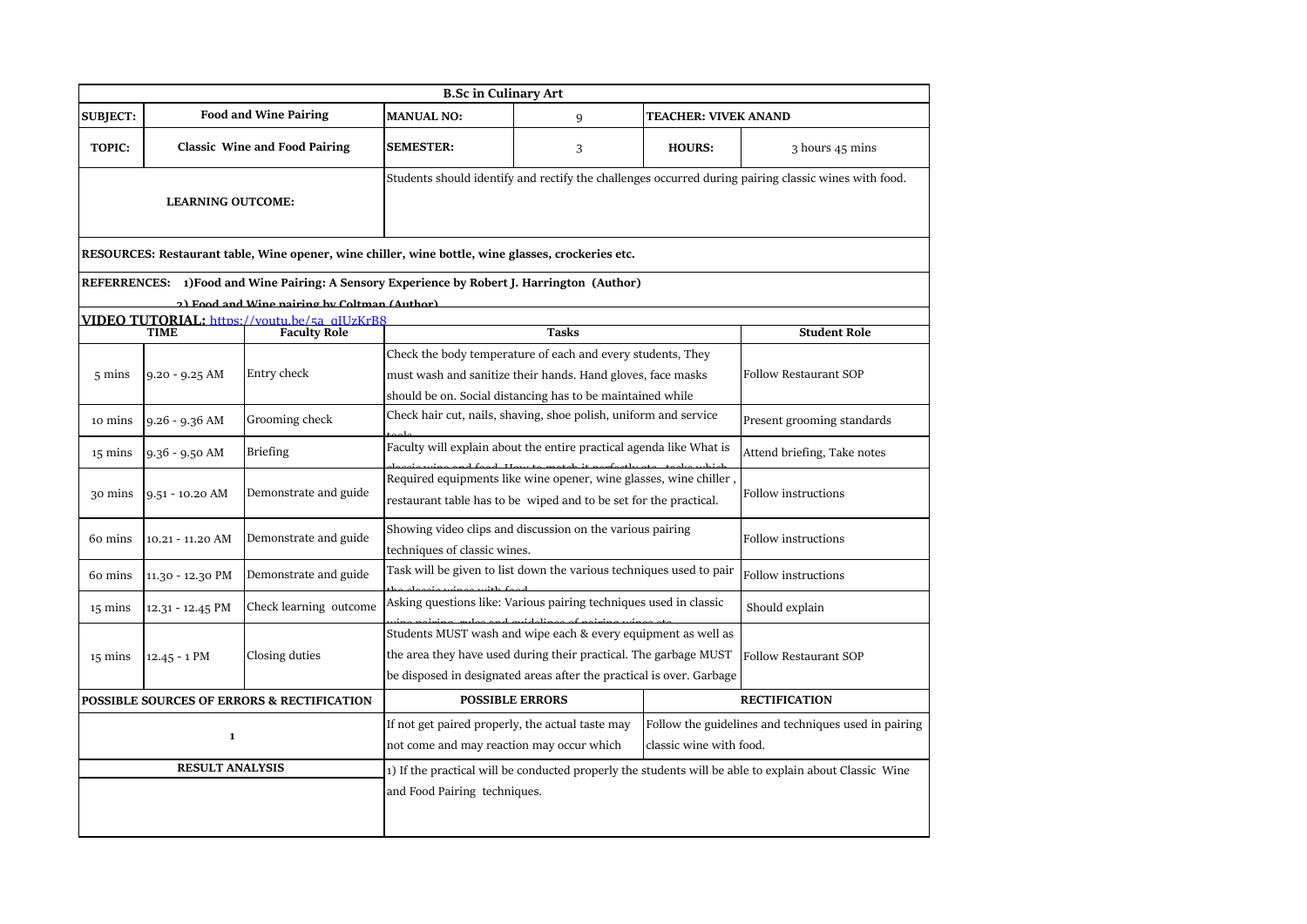| B.Sc in Culinary Art | | | | | | |
|---|---|---|---|---|---|---|
| **SUBJECT:** | **Food and Wine Pairing** | | **MANUAL NO:** | 9 | **TEACHER: VIVEK ANAND** | |
| **TOPIC:** | **Classic Wine and Food Pairing** | | **SEMESTER:** | 3 | **HOURS:** | 3 hours 45 mins |
| **LEARNING OUTCOME:** | | | Students should identify and rectify the challenges occurred during pairing classic wines with food. | | | |

**RESOURCES: Restaurant table, Wine opener, wine chiller, wine bottle, wine glasses, crockeries etc.**

**REFERRENCES: 1)Food and Wine Pairing: A Sensory Experience by Robert J. Harrington (Author)**

**2) Food and Wine pairing by Coltman (Author)**

**VIDEO TUTORIAL:** https://youtu.be/5a_qIUzKrB8

| TIME | | Faculty Role | Tasks | Student Role |
|---|---|---|---|---|
| 5 mins | 9.20 - 9.25 AM | Entry check | Check the body temperature of each and every students, They must wash and sanitize their hands. Hand gloves, face masks should be on. Social distancing has to be maintained while | Follow Restaurant SOP |
| 10 mins | 9.26 - 9.36 AM | Grooming check | Check hair cut, nails, shaving, shoe polish, uniform and service tools | Present grooming standards |
| 15 mins | 9.36 - 9.50 AM | Briefing | Faculty will explain about the entire practical agenda like What is classic wine and food, How to match it perfectly etc., tasks which | Attend briefing, Take notes |
| 30 mins | 9.51 - 10.20 AM | Demonstrate and guide | Required equipments like wine opener, wine glasses, wine chiller , restaurant table has to be wiped and to be set for the practical. | Follow instructions |
| 60 mins | 10.21 - 11.20 AM | Demonstrate and guide | Showing video clips and discussion on the various pairing techniques of classic wines. | Follow instructions |
| 60 mins | 11.30 - 12.30 PM | Demonstrate and guide | Task will be given to list down the various techniques used to pair the classic wines with food | Follow instructions |
| 15 mins | 12.31 - 12.45 PM | Check learning outcome | Asking questions like: Various pairing techniques used in classic wine pairing, rules and guidelines of pairing wines etc. | Should explain |
| 15 mins | 12.45 - 1 PM | Closing duties | Students MUST wash and wipe each & every equipment as well as the area they have used during their practical. The garbage MUST be disposed in designated areas after the practical is over. Garbage | Follow Restaurant SOP |

| POSSIBLE SOURCES OF ERRORS & RECTIFICATION | POSSIBLE ERRORS | RECTIFICATION |
|---|---|---|
| 1 | If not get paired properly, the actual taste may not come and may reaction may occur which | Follow the guidelines and techniques used in pairing classic wine with food. |

| RESULT ANALYSIS | |
|---|---|
| | 1) If the practical will be conducted properly the students will be able to explain about Classic Wine and Food Pairing techniques. |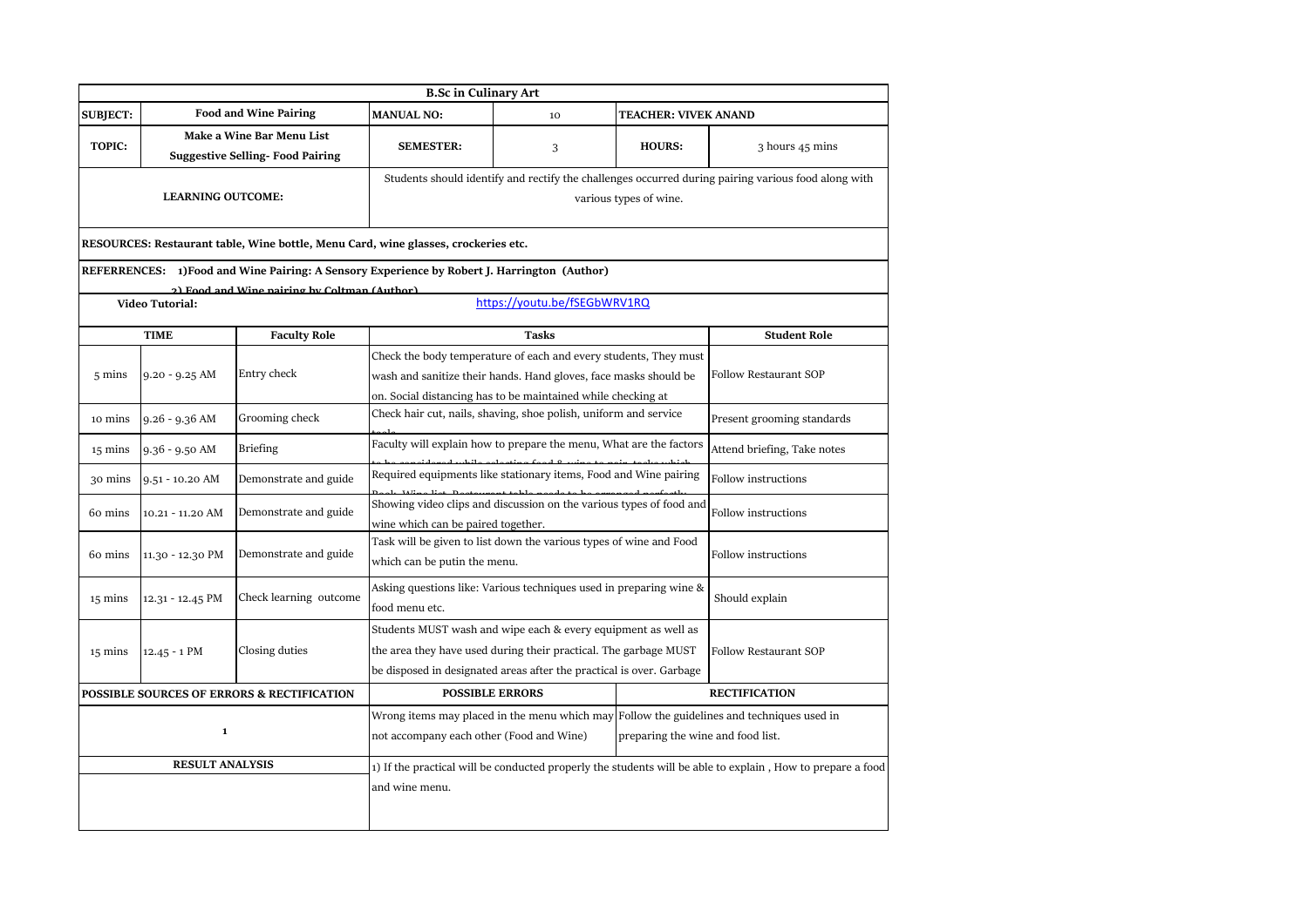| B.Sc in Culinary Art | | | | | | |
|---|---|---|---|---|---|---|
| **SUBJECT:** | **Food and Wine Pairing** | | **MANUAL NO:** | 10 | **TEACHER: VIVEK ANAND** | |
| **TOPIC:** | **Make a Wine Bar Menu List** **Suggestive Selling- Food Pairing** | | **SEMESTER:** | 3 | **HOURS:** | 3 hours 45 mins |
| **LEARNING OUTCOME:** | | | Students should identify and rectify the challenges occurred during pairing various food along with various types of wine. | | | |

**RESOURCES: Restaurant table, Wine bottle, Menu Card, wine glasses, crockeries etc.**

**REFERRENCES: 1)Food and Wine Pairing: A Sensory Experience by Robert J. Harrington (Author)**

**2) Food and Wine pairing by Coltman (Author)**

**Video Tutorial:** https://youtu.be/fSEGbWRV1RQ

| TIME | | Faculty Role | Tasks | Student Role |
|---|---|---|---|---|
| 5 mins | 9.20 - 9.25 AM | Entry check | Check the body temperature of each and every students, They must wash and sanitize their hands. Hand gloves, face masks should be on. Social distancing has to be maintained while checking at | Follow Restaurant SOP |
| 10 mins | 9.26 - 9.36 AM | Grooming check | Check hair cut, nails, shaving, shoe polish, uniform and service tools | Present grooming standards |
| 15 mins | 9.36 - 9.50 AM | Briefing | Faculty will explain how to prepare the menu, What are the factors to be considered while selecting food & wine to pair, tasks which | Attend briefing, Take notes |
| 30 mins | 9.51 - 10.20 AM | Demonstrate and guide | Required equipments like stationary items, Food and Wine pairing Book, Wine list, Restaurant table needs to be arranged perfectly. | Follow instructions |
| 60 mins | 10.21 - 11.20 AM | Demonstrate and guide | Showing video clips and discussion on the various types of food and wine which can be paired together. | Follow instructions |
| 60 mins | 11.30 - 12.30 PM | Demonstrate and guide | Task will be given to list down the various types of wine and Food which can be putin the menu. | Follow instructions |
| 15 mins | 12.31 - 12.45 PM | Check learning outcome | Asking questions like: Various techniques used in preparing wine & food menu etc. | Should explain |
| 15 mins | 12.45 - 1 PM | Closing duties | Students MUST wash and wipe each & every equipment as well as the area they have used during their practical. The garbage MUST be disposed in designated areas after the practical is over. Garbage | Follow Restaurant SOP |

| POSSIBLE SOURCES OF ERRORS & RECTIFICATION | POSSIBLE ERRORS | RECTIFICATION |
|---|---|---|
| 1 | Wrong items may placed in the menu which may not accompany each other (Food and Wine) | Follow the guidelines and techniques used in preparing the wine and food list. |

| RESULT ANALYSIS | |
|---|---|
| | 1) If the practical will be conducted properly the students will be able to explain , How to prepare a food and wine menu. |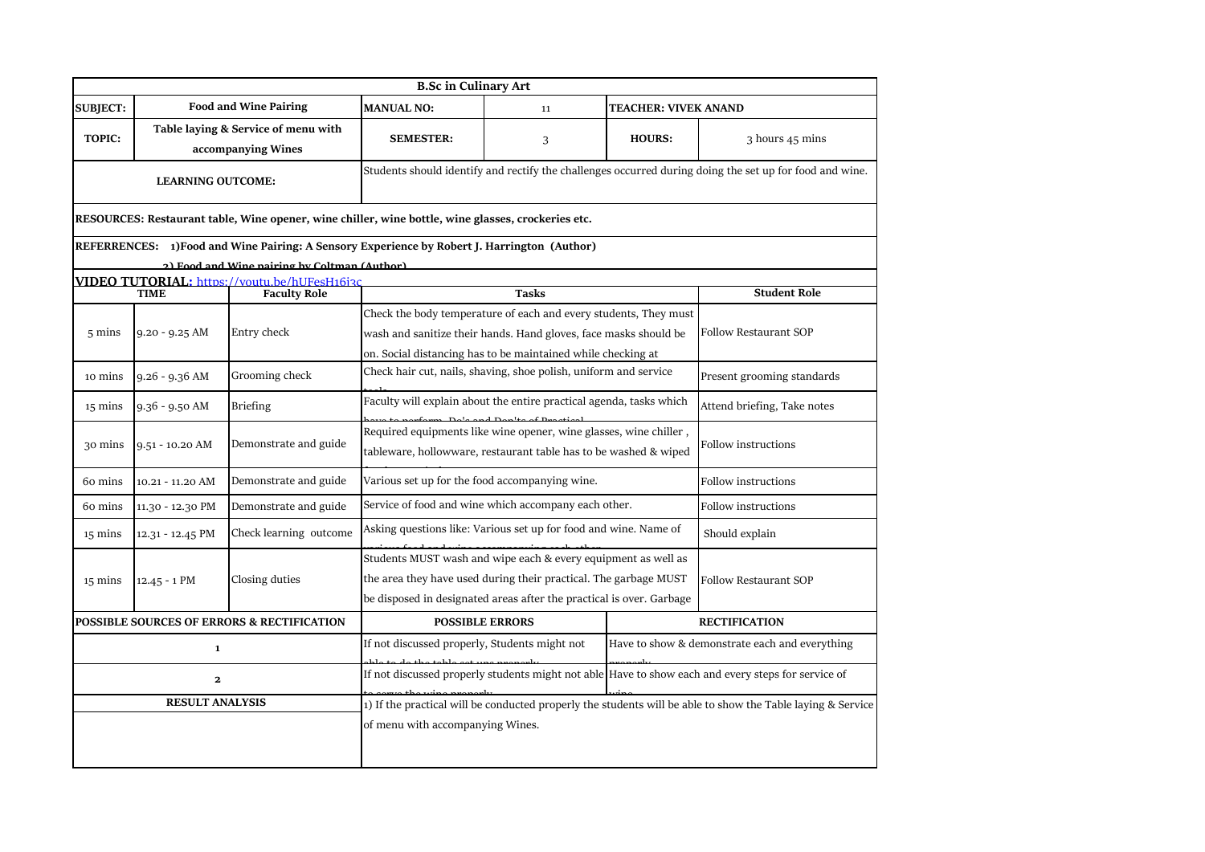| B.Sc in Culinary Art | | | | | | |
|---|---|---|---|---|---|---|
| **SUBJECT:** | **Food and Wine Pairing** | | **MANUAL NO:** | 11 | **TEACHER: VIVEK ANAND** | |
| **TOPIC:** | **Table laying & Service of menu with accompanying Wines** | | **SEMESTER:** | 3 | **HOURS:** | 3 hours 45 mins |
| **LEARNING OUTCOME:** | | | Students should identify and rectify the challenges occurred during doing the set up for food and wine. | | | |

**RESOURCES: Restaurant table, Wine opener, wine chiller, wine bottle, wine glasses, crockeries etc.**

**REFERRENCES: 1)Food and Wine Pairing: A Sensory Experience by Robert J. Harrington (Author)**

**2) Food and Wine pairing by Coltman (Author)**

**VIDEO TUTORIAL:** https://youtu.be/hUFesH16i3c

| TIME | | Faculty Role | Tasks | Student Role |
|---|---|---|---|---|
| 5 mins | 9.20 - 9.25 AM | Entry check | Check the body temperature of each and every students, They must wash and sanitize their hands. Hand gloves, face masks should be on. Social distancing has to be maintained while checking at | Follow Restaurant SOP |
| 10 mins | 9.26 - 9.36 AM | Grooming check | Check hair cut, nails, shaving, shoe polish, uniform and service tools | Present grooming standards |
| 15 mins | 9.36 - 9.50 AM | Briefing | Faculty will explain about the entire practical agenda, tasks which have to perform, Do's and Don'ts of Practical | Attend briefing, Take notes |
| 30 mins | 9.51 - 10.20 AM | Demonstrate and guide | Required equipments like wine opener, wine glasses, wine chiller , tableware, hollowware, restaurant table has to be washed & wiped | Follow instructions |
| 60 mins | 10.21 - 11.20 AM | Demonstrate and guide | Various set up for the food accompanying wine. | Follow instructions |
| 60 mins | 11.30 - 12.30 PM | Demonstrate and guide | Service of food and wine which accompany each other. | Follow instructions |
| 15 mins | 12.31 - 12.45 PM | Check learning outcome | Asking questions like: Various set up for food and wine. Name of various food and wine accompanying each other | Should explain |
| 15 mins | 12.45 - 1 PM | Closing duties | Students MUST wash and wipe each & every equipment as well as the area they have used during their practical. The garbage MUST be disposed in designated areas after the practical is over. Garbage | Follow Restaurant SOP |

| POSSIBLE SOURCES OF ERRORS & RECTIFICATION | POSSIBLE ERRORS | RECTIFICATION |
|---|---|---|
| 1 | If not discussed properly, Students might not able to do the table set ups properly | Have to show & demonstrate each and everything properly |
| 2 | If not discussed properly students might not able to serve the wine properly | Have to show each and every steps for service of wine |
| **RESULT ANALYSIS** | 1) If the practical will be conducted properly the students will be able to show the Table laying & Service of menu with accompanying Wines. | |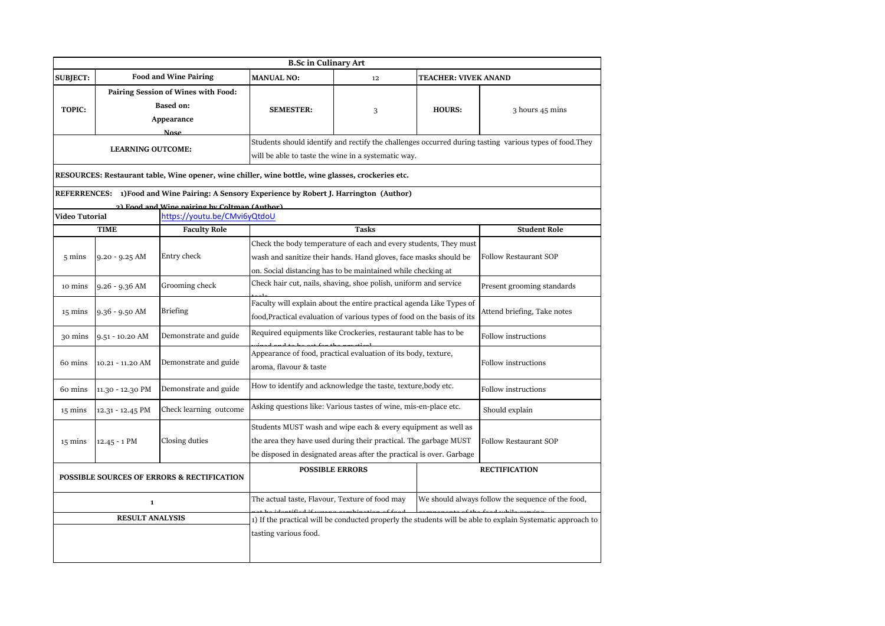| B.Sc in Culinary Art | | | | | | |
|---|---|---|---|---|---|---|
| **SUBJECT:** | **Food and Wine Pairing** | | **MANUAL NO:** | 12 | **TEACHER: VIVEK ANAND** | |
| **TOPIC:** | **Pairing Session of Wines with Food: Based on: Appearance Nose** | | **SEMESTER:** | 3 | **HOURS:** | 3 hours 45 mins |
| **LEARNING OUTCOME:** | | | Students should identify and rectify the challenges occurred during tasting various types of food.They will be able to taste the wine in a systematic way. | | | |
| **RESOURCES: Restaurant table, Wine opener, wine chiller, wine bottle, wine glasses, crockeries etc.** | | | | | | |
| **REFERRENCES: 1)Food and Wine Pairing: A Sensory Experience by Robert J. Harrington (Author) 2) Food and Wine pairing by Coltman (Author)** | | | | | | |
| **Video Tutorial** | | https://youtu.be/CMvi6yQtdoU | | | | |
| **TIME** | | **Faculty Role** | **Tasks** | | | **Student Role** |
| 5 mins | 9.20 - 9.25 AM | Entry check | Check the body temperature of each and every students, They must wash and sanitize their hands. Hand gloves, face masks should be on. Social distancing has to be maintained while checking at | | | Follow Restaurant SOP |
| 10 mins | 9.26 - 9.36 AM | Grooming check | Check hair cut, nails, shaving, shoe polish, uniform and service tools | | | Present grooming standards |
| 15 mins | 9.36 - 9.50 AM | Briefing | Faculty will explain about the entire practical agenda Like Types of food,Practical evaluation of various types of food on the basis of its | | | Attend briefing, Take notes |
| 30 mins | 9.51 - 10.20 AM | Demonstrate and guide | Required equipments like Crockeries, restaurant table has to be wiped and to be set for the practical | | | Follow instructions |
| 60 mins | 10.21 - 11.20 AM | Demonstrate and guide | Appearance of food, practical evaluation of its body, texture, aroma, flavour & taste | | | Follow instructions |
| 60 mins | 11.30 - 12.30 PM | Demonstrate and guide | How to identify and acknowledge the taste, texture,body etc. | | | Follow instructions |
| 15 mins | 12.31 - 12.45 PM | Check learning outcome | Asking questions like: Various tastes of wine, mis-en-place etc. | | | Should explain |
| 15 mins | 12.45 - 1 PM | Closing duties | Students MUST wash and wipe each & every equipment as well as the area they have used during their practical. The garbage MUST be disposed in designated areas after the practical is over. Garbage | | | Follow Restaurant SOP |
| **POSSIBLE SOURCES OF ERRORS & RECTIFICATION** | | | **POSSIBLE ERRORS** | | **RECTIFICATION** | |
| 1 | | | The actual taste, Flavour, Texture of food may not be identified if wrong combination of food | | We should always follow the sequence of the food, components of the food while serving | |
| **RESULT ANALYSIS** | | | 1) If the practical will be conducted properly the students will be able to explain Systematic approach to tasting various food. | | | |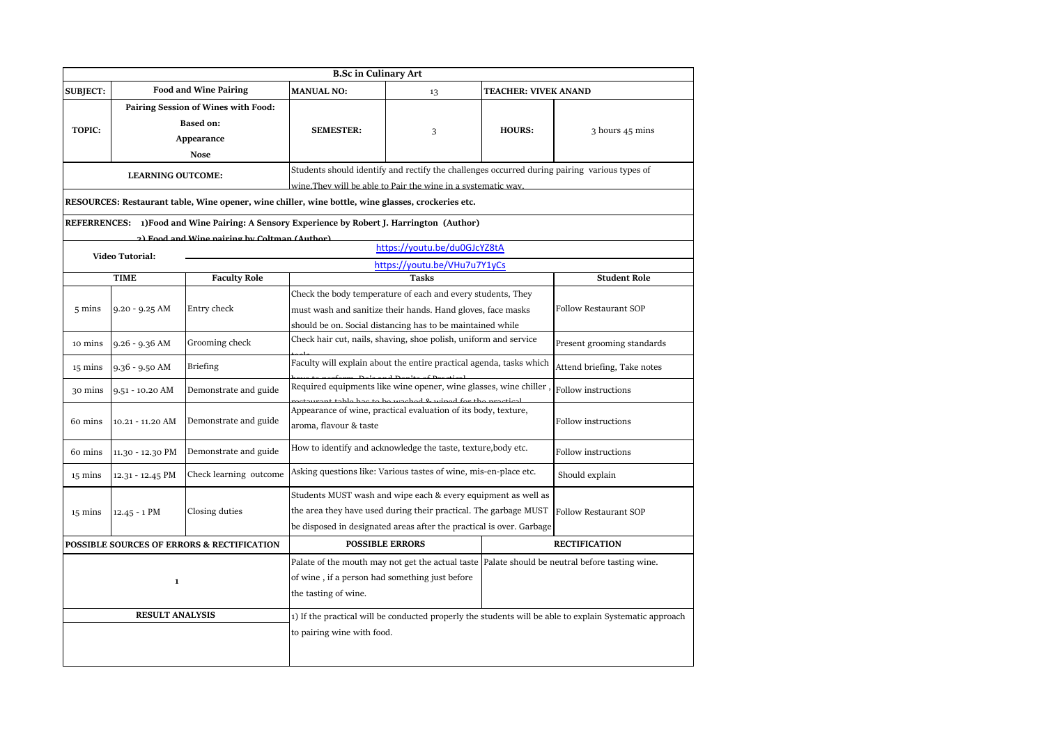| B.Sc in Culinary Art | | | | | | |
|---|---|---|---|---|---|---|
| **SUBJECT:** | **Food and Wine Pairing** | | **MANUAL NO:** | 13 | **TEACHER: VIVEK ANAND** | |
| **TOPIC:** | **Pairing Session of Wines with Food: Based on: Appearance Nose** | | **SEMESTER:** | 3 | **HOURS:** | 3 hours 45 mins |
| **LEARNING OUTCOME:** | | | Students should identify and rectify the challenges occurred during pairing various types of wine.They will be able to Pair the wine in a systematic way. | | | |
| **RESOURCES: Restaurant table, Wine opener, wine chiller, wine bottle, wine glasses, crockeries etc.** | | | | | | |
| **REFERRENCES: 1)Food and Wine Pairing: A Sensory Experience by Robert J. Harrington (Author) 2) Food and Wine pairing by Coltman (Author)** | | | | | | |
| **Video Tutorial:** | | | https://youtu.be/du0GJcYZ8tA https://youtu.be/VHu7u7Y1yCs | | | |
| **TIME** | | **Faculty Role** | **Tasks** | | | **Student Role** |
| 5 mins | 9.20 - 9.25 AM | Entry check | Check the body temperature of each and every students, They must wash and sanitize their hands. Hand gloves, face masks should be on. Social distancing has to be maintained while | | | Follow Restaurant SOP |
| 10 mins | 9.26 - 9.36 AM | Grooming check | Check hair cut, nails, shaving, shoe polish, uniform and service tools | | | Present grooming standards |
| 15 mins | 9.36 - 9.50 AM | Briefing | Faculty will explain about the entire practical agenda, tasks which have to perform, Do's and Don'ts of Practical | | | Attend briefing, Take notes |
| 30 mins | 9.51 - 10.20 AM | Demonstrate and guide | Required equipments like wine opener, wine glasses, wine chiller , restaurant table has to be washed & wiped for the practical | | | Follow instructions |
| 60 mins | 10.21 - 11.20 AM | Demonstrate and guide | Appearance of wine, practical evaluation of its body, texture, aroma, flavour & taste | | | Follow instructions |
| 60 mins | 11.30 - 12.30 PM | Demonstrate and guide | How to identify and acknowledge the taste, texture,body etc. | | | Follow instructions |
| 15 mins | 12.31 - 12.45 PM | Check learning outcome | Asking questions like: Various tastes of wine, mis-en-place etc. | | | Should explain |
| 15 mins | 12.45 - 1 PM | Closing duties | Students MUST wash and wipe each & every equipment as well as the area they have used during their practical. The garbage MUST be disposed in designated areas after the practical is over. Garbage | | | Follow Restaurant SOP |
| **POSSIBLE SOURCES OF ERRORS & RECTIFICATION** | | | **POSSIBLE ERRORS** | | **RECTIFICATION** | |
| 1 | | | Palate of the mouth may not get the actual taste of wine , if a person had something just before the tasting of wine. | | Palate should be neutral before tasting wine. | |
| **RESULT ANALYSIS** | | | 1) If the practical will be conducted properly the students will be able to explain Systematic approach to pairing wine with food. | | | |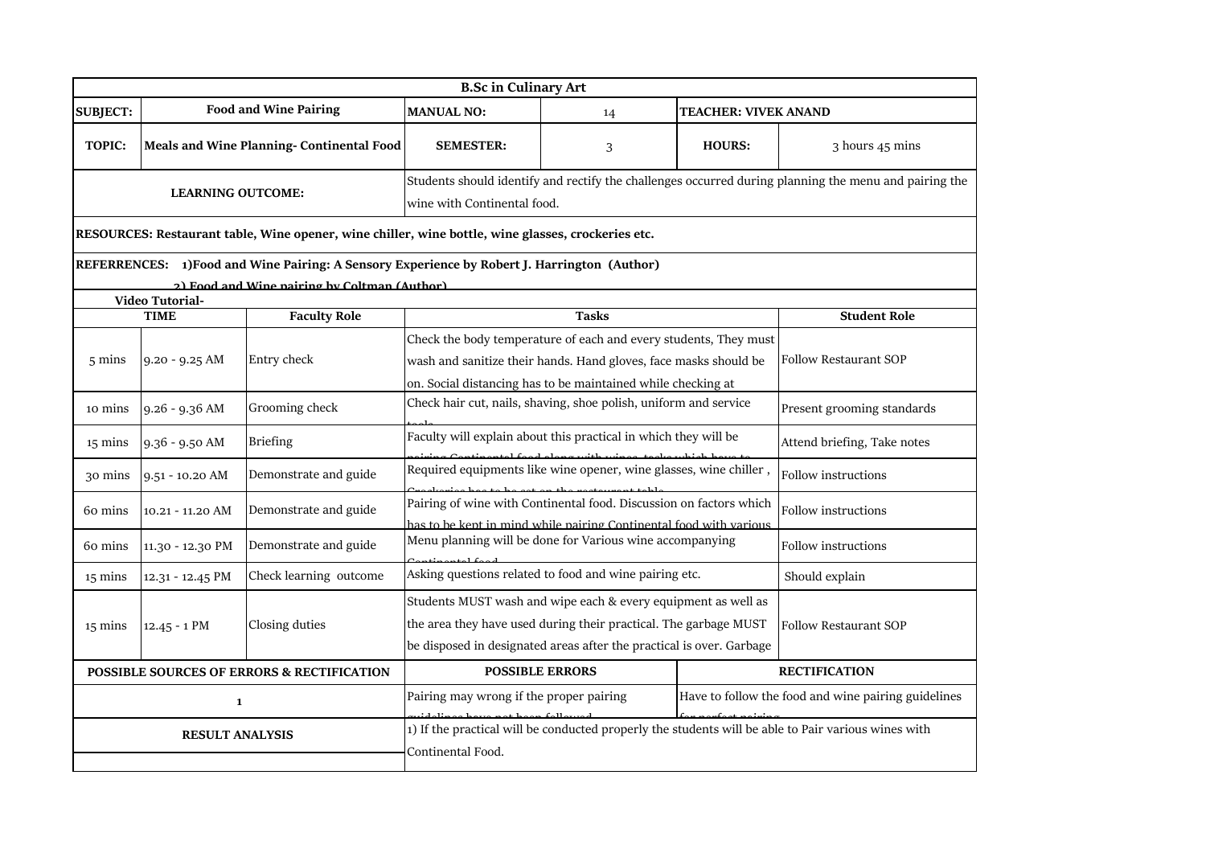| B.Sc in Culinary Art | | | | | | | |
|---|---|---|---|---|---|---|---|
| **SUBJECT:** | **Food and Wine Pairing** | | **MANUAL NO:** | 14 | **TEACHER: VIVEK ANAND** | | |
| **TOPIC:** | **Meals and Wine Planning- Continental Food** | | **SEMESTER:** | 3 | **HOURS:** | 3 hours 45 mins | |
| **LEARNING OUTCOME:** | | | Students should identify and rectify the challenges occurred during planning the menu and pairing the wine with Continental food. | | | | |
| **RESOURCES: Restaurant table, Wine opener, wine chiller, wine bottle, wine glasses, crockeries etc.** | | | | | | | |
| **REFERRENCES: 1)Food and Wine Pairing: A Sensory Experience by Robert J. Harrington (Author)** **2) Food and Wine pairing by Coltman (Author)** | | | | | | | |
| **Video Tutorial-** | | | | | | | |
| **TIME** | | **Faculty Role** | **Tasks** | | | **Student Role** | |
| 5 mins | 9.20 - 9.25 AM | Entry check | Check the body temperature of each and every students, They must wash and sanitize their hands. Hand gloves, face masks should be on. Social distancing has to be maintained while checking at | | | Follow Restaurant SOP | |
| 10 mins | 9.26 - 9.36 AM | Grooming check | Check hair cut, nails, shaving, shoe polish, uniform and service tools | | | Present grooming standards | |
| 15 mins | 9.36 - 9.50 AM | Briefing | Faculty will explain about this practical in which they will be pairing Continental food along with wines, tasks which have to | | | Attend briefing, Take notes | |
| 30 mins | 9.51 - 10.20 AM | Demonstrate and guide | Required equipments like wine opener, wine glasses, wine chiller, Crockeries has to be set on the restaurant table | | | Follow instructions | |
| 60 mins | 10.21 - 11.20 AM | Demonstrate and guide | Pairing of wine with Continental food. Discussion on factors which has to be kept in mind while pairing Continental food with various | | | Follow instructions | |
| 60 mins | 11.30 - 12.30 PM | Demonstrate and guide | Menu planning will be done for Various wine accompanying Continental food | | | Follow instructions | |
| 15 mins | 12.31 - 12.45 PM | Check learning outcome | Asking questions related to food and wine pairing etc. | | | Should explain | |
| 15 mins | 12.45 - 1 PM | Closing duties | Students MUST wash and wipe each & every equipment as well as the area they have used during their practical. The garbage MUST be disposed in designated areas after the practical is over. Garbage | | | Follow Restaurant SOP | |
| **POSSIBLE SOURCES OF ERRORS & RECTIFICATION** | | | **POSSIBLE ERRORS** | | **RECTIFICATION** | | |
| **1** | | | Pairing may wrong if the proper pairing guidelines have not been followed | | Have to follow the food and wine pairing guidelines for perfect pairing | | |
| **RESULT ANALYSIS** | | | 1) If the practical will be conducted properly the students will be able to Pair various wines with Continental Food. | | | | |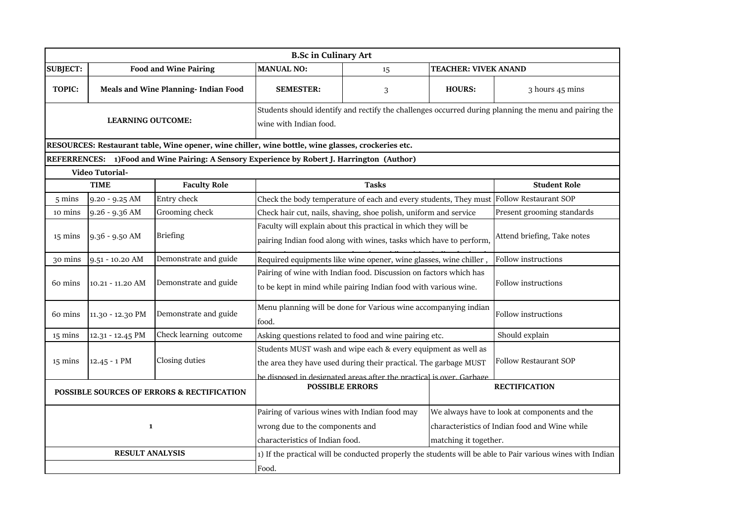| B.Sc in Culinary Art | | | | | | |
|---|---|---|---|---|---|---|
| **SUBJECT:** | **Food and Wine Pairing** | | **MANUAL NO:** | 15 | **TEACHER: VIVEK ANAND** | |
| **TOPIC:** | **Meals and Wine Planning- Indian Food** | | **SEMESTER:** | 3 | **HOURS:** | 3 hours 45 mins |
| **LEARNING OUTCOME:** | | | Students should identify and rectify the challenges occurred during planning the menu and pairing the wine with Indian food. | | | |
| **RESOURCES: Restaurant table, Wine opener, wine chiller, wine bottle, wine glasses, crockeries etc.** | | | | | | |
| **REFERRENCES: 1)Food and Wine Pairing: A Sensory Experience by Robert J. Harrington (Author)** | | | | | | |
| **Video Tutorial-** | | | | | | |
| **TIME** | | **Faculty Role** | **Tasks** | | | **Student Role** |
| 5 mins | 9.20 - 9.25 AM | Entry check | Check the body temperature of each and every students, They must | | | Follow Restaurant SOP |
| 10 mins | 9.26 - 9.36 AM | Grooming check | Check hair cut, nails, shaving, shoe polish, uniform and service | | | Present grooming standards |
| 15 mins | 9.36 - 9.50 AM | Briefing | Faculty will explain about this practical in which they will be pairing Indian food along with wines, tasks which have to perform, | | | Attend briefing, Take notes |
| 30 mins | 9.51 - 10.20 AM | Demonstrate and guide | Required equipments like wine opener, wine glasses, wine chiller , | | | Follow instructions |
| 60 mins | 10.21 - 11.20 AM | Demonstrate and guide | Pairing of wine with Indian food. Discussion on factors which has to be kept in mind while pairing Indian food with various wine. | | | Follow instructions |
| 60 mins | 11.30 - 12.30 PM | Demonstrate and guide | Menu planning will be done for Various wine accompanying indian food. | | | Follow instructions |
| 15 mins | 12.31 - 12.45 PM | Check learning outcome | Asking questions related to food and wine pairing etc. | | | Should explain |
| 15 mins | 12.45 - 1 PM | Closing duties | Students MUST wash and wipe each & every equipment as well as the area they have used during their practical. The garbage MUST be disposed in designated areas after the practical is over. Garbage | | | Follow Restaurant SOP |
| **POSSIBLE SOURCES OF ERRORS & RECTIFICATION** | | | **POSSIBLE ERRORS** | | **RECTIFICATION** | |
| 1 | | | Pairing of various wines with Indian food may wrong due to the components and characteristics of Indian food. | | We always have to look at components and the characteristics of Indian food and Wine while matching it together. | |
| **RESULT ANALYSIS** | | | 1) If the practical will be conducted properly the students will be able to Pair various wines with Indian Food. | | | |